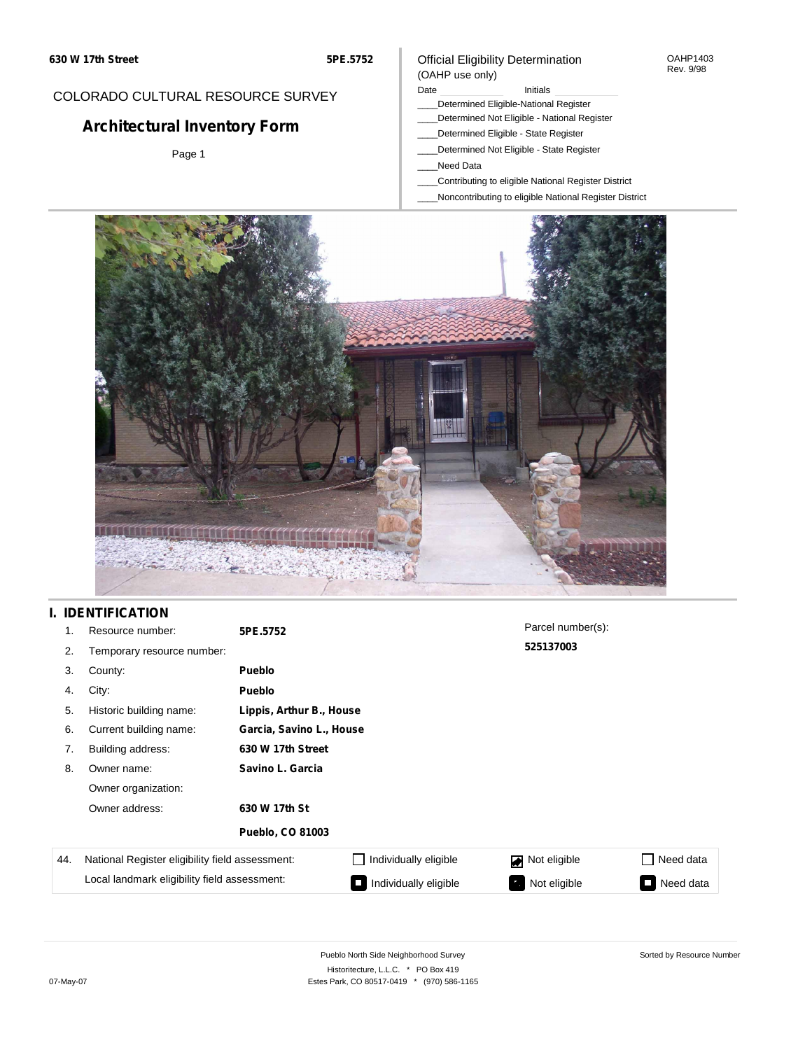630 W 17th Street

5PE.5752

# COLORADO CULTURAL RESOURCE SURVEY

## Architectural Inventory Form

Page 1

Official Eligibility Determination
(OAHP use only)

OAHP1403
Rev. 9/98

Date ____________ Initials ____________

____Determined Eligible-National Register
____Determined Not Eligible - National Register
____Determined Eligible - State Register
____Determined Not Eligible - State Register
____Need Data
____Contributing to eligible National Register District
____Noncontributing to eligible National Register District

## I. IDENTIFICATION

| | | |
|---|---|---|
| 1. | Resource number: | **5PE.5752** |
| 2. | Temporary resource number: | |
| 3. | County: | **Pueblo** |
| 4. | City: | **Pueblo** |
| 5. | Historic building name: | **Lippis, Arthur B., House** |
| 6. | Current building name: | **Garcia, Savino L., House** |
| 7. | Building address: | **630 W 17th Street** |
| 8. | Owner name: | **Savino L. Garcia** |
| | Owner organization: | |
| | Owner address: | **630 W 17th St** |
| | | **Pueblo, CO 81003** |

Parcel number(s):
**525137003**

| 44. | | | | |
|---|---|---|---|---|
| National Register eligibility field assessment: | ☐ Individually eligible | ☑ Not eligible | ☐ Need data |
| Local landmark eligibility field assessment: | ■ Individually eligible | ■ Not eligible | ■ Need data |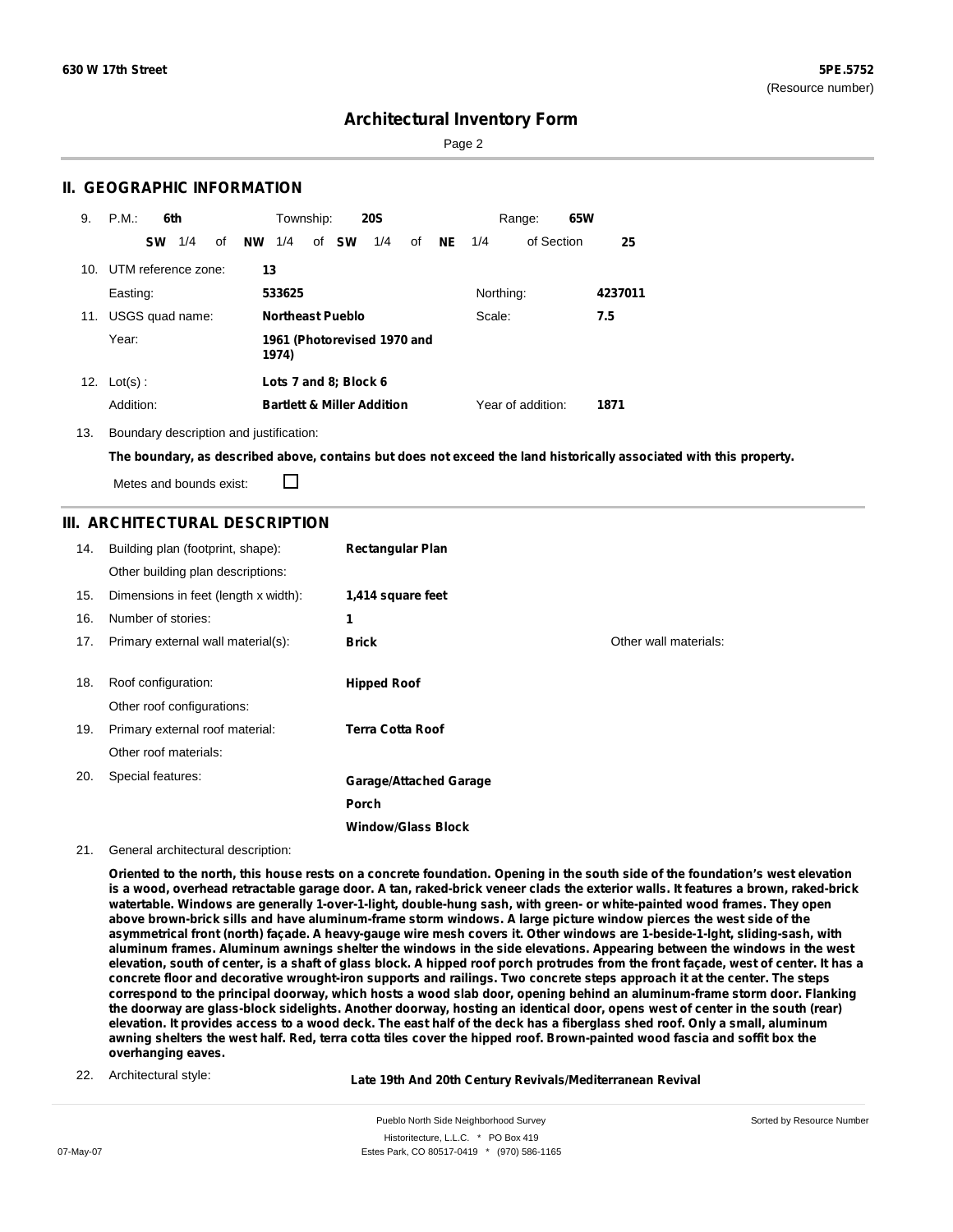# Architectural Inventory Form

## II. GEOGRAPHIC INFORMATION

9. P.M.: **6th** Township: **20S** Range: **65W**

**SW** 1/4 of **NW** 1/4 of **SW** 1/4 of **NE** 1/4 of Section **25**

10. UTM reference zone: **13**

Easting: **533625** Northing: **4237011**

11. USGS quad name: **Northeast Pueblo** Scale: **7.5**

Year: **1961 (Photorevised 1970 and 1974)**

12. Lot(s) : **Lots 7 and 8; Block 6**

Addition: **Bartlett & Miller Addition** Year of addition: **1871**

13. Boundary description and justification:

**The boundary, as described above, contains but does not exceed the land historically associated with this property.**

Metes and bounds exist: ☐

## III. ARCHITECTURAL DESCRIPTION

14. Building plan (footprint, shape): **Rectangular Plan**

Other building plan descriptions:

15. Dimensions in feet (length x width): **1,414 square feet**

16. Number of stories: **1**

17. Primary external wall material(s): **Brick** Other wall materials:

18. Roof configuration: **Hipped Roof**

Other roof configurations:

19. Primary external roof material: **Terra Cotta Roof**

Other roof materials:

20. Special features: **Garage/Attached Garage**

**Porch**

**Window/Glass Block**

21. General architectural description:

**Oriented to the north, this house rests on a concrete foundation. Opening in the south side of the foundation's west elevation is a wood, overhead retractable garage door. A tan, raked-brick veneer clads the exterior walls. It features a brown, raked-brick watertable. Windows are generally 1-over-1-light, double-hung sash, with green- or white-painted wood frames. They open above brown-brick sills and have aluminum-frame storm windows. A large picture window pierces the west side of the asymmetrical front (north) façade. A heavy-gauge wire mesh covers it. Other windows are 1-beside-1-lght, sliding-sash, with aluminum frames. Aluminum awnings shelter the windows in the side elevations. Appearing between the windows in the west elevation, south of center, is a shaft of glass block. A hipped roof porch protrudes from the front façade, west of center. It has a concrete floor and decorative wrought-iron supports and railings. Two concrete steps approach it at the center. The steps correspond to the principal doorway, which hosts a wood slab door, opening behind an aluminum-frame storm door. Flanking the doorway are glass-block sidelights. Another doorway, hosting an identical door, opens west of center in the south (rear) elevation. It provides access to a wood deck. The east half of the deck has a fiberglass shed roof. Only a small, aluminum awning shelters the west half. Red, terra cotta tiles cover the hipped roof. Brown-painted wood fascia and soffit box the overhanging eaves.**

22. Architectural style: **Late 19th And 20th Century Revivals/Mediterranean Revival**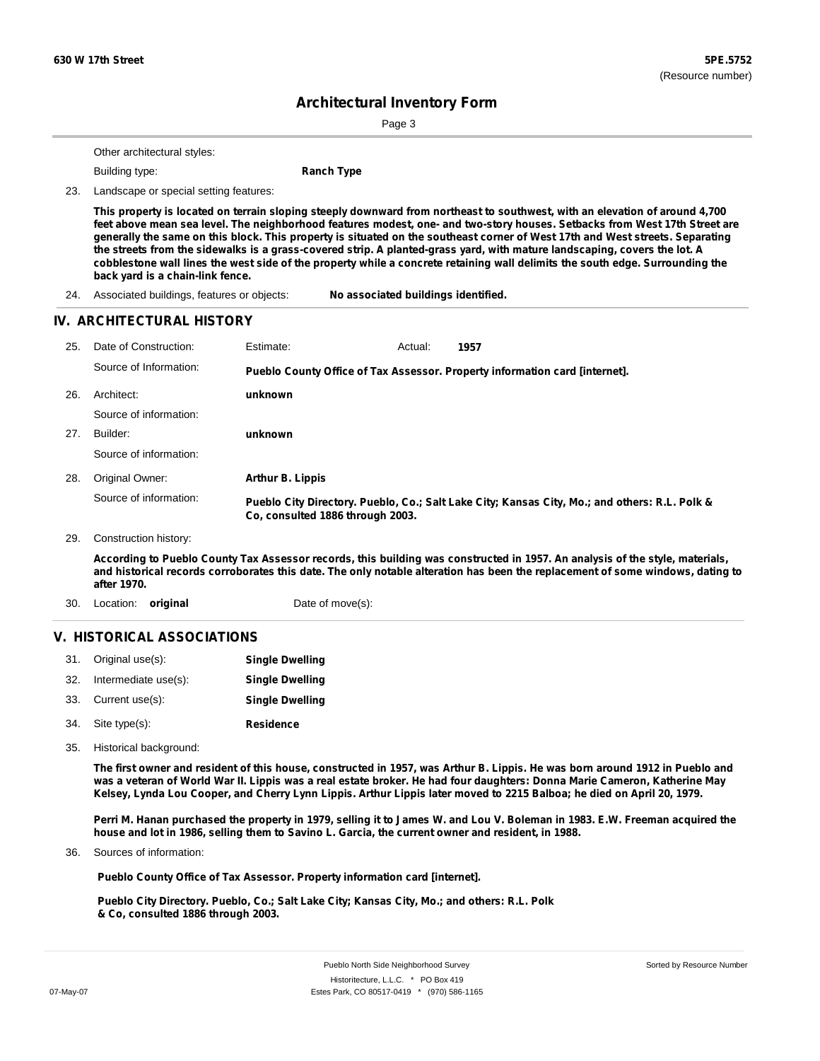Other architectural styles:

Building type: **Ranch Type**

23. Landscape or special setting features:

**This property is located on terrain sloping steeply downward from northeast to southwest, with an elevation of around 4,700 feet above mean sea level. The neighborhood features modest, one- and two-story houses. Setbacks from West 17th Street are generally the same on this block. This property is situated on the southeast corner of West 17th and West streets. Separating the streets from the sidewalks is a grass-covered strip. A planted-grass yard, with mature landscaping, covers the lot. A cobblestone wall lines the west side of the property while a concrete retaining wall delimits the south edge. Surrounding the back yard is a chain-link fence.**

24. Associated buildings, features or objects: **No associated buildings identified.**

## IV. ARCHITECTURAL HISTORY

25. Date of Construction: Estimate: Actual: **1957**

Source of Information: **Pueblo County Office of Tax Assessor. Property information card [internet].**

26. Architect: **unknown**

Source of information:

27. Builder: **unknown**

Source of information:

28. Original Owner: **Arthur B. Lippis**

Source of information: **Pueblo City Directory. Pueblo, Co.; Salt Lake City; Kansas City, Mo.; and others: R.L. Polk & Co, consulted 1886 through 2003.**

29. Construction history:

**According to Pueblo County Tax Assessor records, this building was constructed in 1957. An analysis of the style, materials, and historical records corroborates this date. The only notable alteration has been the replacement of some windows, dating to after 1970.**

30. Location: **original** Date of move(s):

## V. HISTORICAL ASSOCIATIONS

31. Original use(s): **Single Dwelling**
32. Intermediate use(s): **Single Dwelling**
33. Current use(s): **Single Dwelling**
34. Site type(s): **Residence**
35. Historical background:

**The first owner and resident of this house, constructed in 1957, was Arthur B. Lippis. He was born around 1912 in Pueblo and was a veteran of World War II. Lippis was a real estate broker. He had four daughters: Donna Marie Cameron, Katherine May Kelsey, Lynda Lou Cooper, and Cherry Lynn Lippis. Arthur Lippis later moved to 2215 Balboa; he died on April 20, 1979.**

**Perri M. Hanan purchased the property in 1979, selling it to James W. and Lou V. Boleman in 1983. E.W. Freeman acquired the house and lot in 1986, selling them to Savino L. Garcia, the current owner and resident, in 1988.**

36. Sources of information:

**Pueblo County Office of Tax Assessor. Property information card [internet].**

**Pueblo City Directory. Pueblo, Co.; Salt Lake City; Kansas City, Mo.; and others: R.L. Polk & Co, consulted 1886 through 2003.**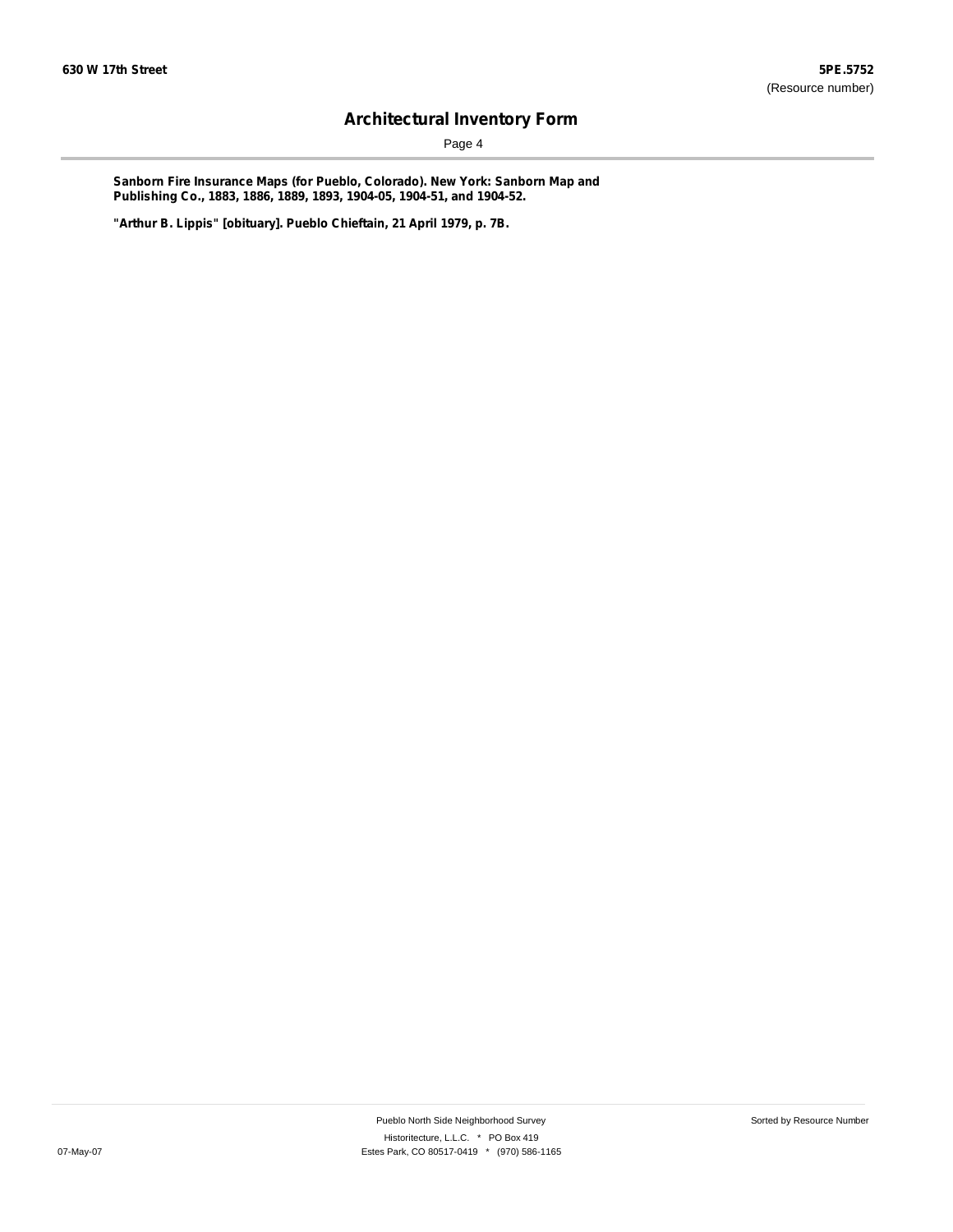**Sanborn Fire Insurance Maps (for Pueblo, Colorado). New York: Sanborn Map and Publishing Co., 1883, 1886, 1889, 1893, 1904-05, 1904-51, and 1904-52.**

**"Arthur B. Lippis" [obituary]. Pueblo Chieftain, 21 April 1979, p. 7B.**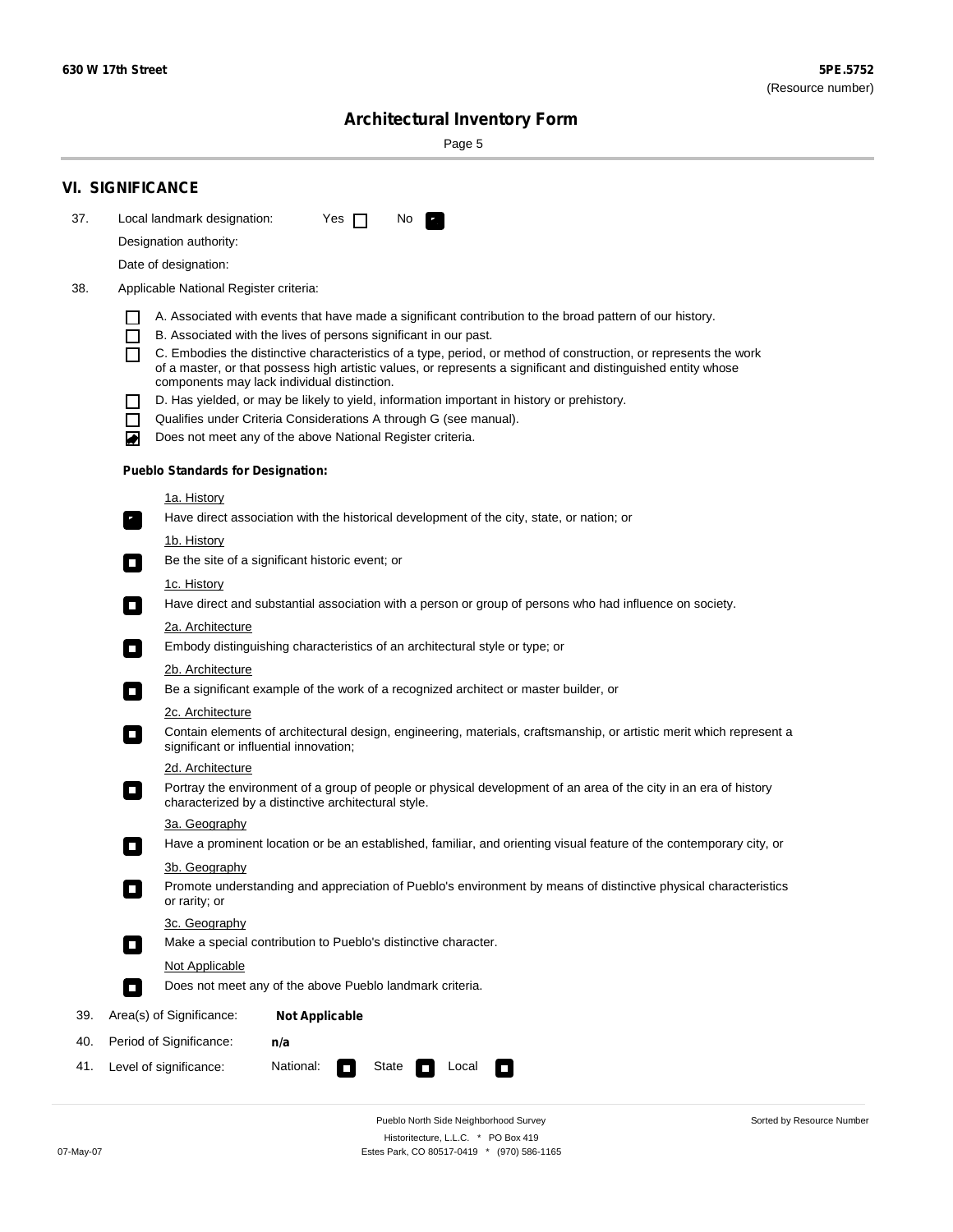## VI. SIGNIFICANCE

37. Local landmark designation: Yes ☐ No ☑

Designation authority:

Date of designation:

38. Applicable National Register criteria:

- ☐ A. Associated with events that have made a significant contribution to the broad pattern of our history.
- ☐ B. Associated with the lives of persons significant in our past.
- ☐ C. Embodies the distinctive characteristics of a type, period, or method of construction, or represents the work of a master, or that possess high artistic values, or represents a significant and distinguished entity whose components may lack individual distinction.
- ☐ D. Has yielded, or may be likely to yield, information important in history or prehistory.
- ☐ Qualifies under Criteria Considerations A through G (see manual).
- ☑ Does not meet any of the above National Register criteria.

**Pueblo Standards for Designation:**

1a. History
☑ Have direct association with the historical development of the city, state, or nation; or

1b. History
☐ Be the site of a significant historic event; or

1c. History
☐ Have direct and substantial association with a person or group of persons who had influence on society.

2a. Architecture
☐ Embody distinguishing characteristics of an architectural style or type; or

2b. Architecture
☐ Be a significant example of the work of a recognized architect or master builder, or

2c. Architecture
☐ Contain elements of architectural design, engineering, materials, craftsmanship, or artistic merit which represent a significant or influential innovation;

2d. Architecture
☐ Portray the environment of a group of people or physical development of an area of the city in an era of history characterized by a distinctive architectural style.

3a. Geography
☐ Have a prominent location or be an established, familiar, and orienting visual feature of the contemporary city, or

3b. Geography
☐ Promote understanding and appreciation of Pueblo's environment by means of distinctive physical characteristics or rarity; or

3c. Geography
☐ Make a special contribution to Pueblo's distinctive character.

Not Applicable
☐ Does not meet any of the above Pueblo landmark criteria.

39. Area(s) of Significance: **Not Applicable**

40. Period of Significance: **n/a**

41. Level of significance: National: ☐ State ☐ Local ☐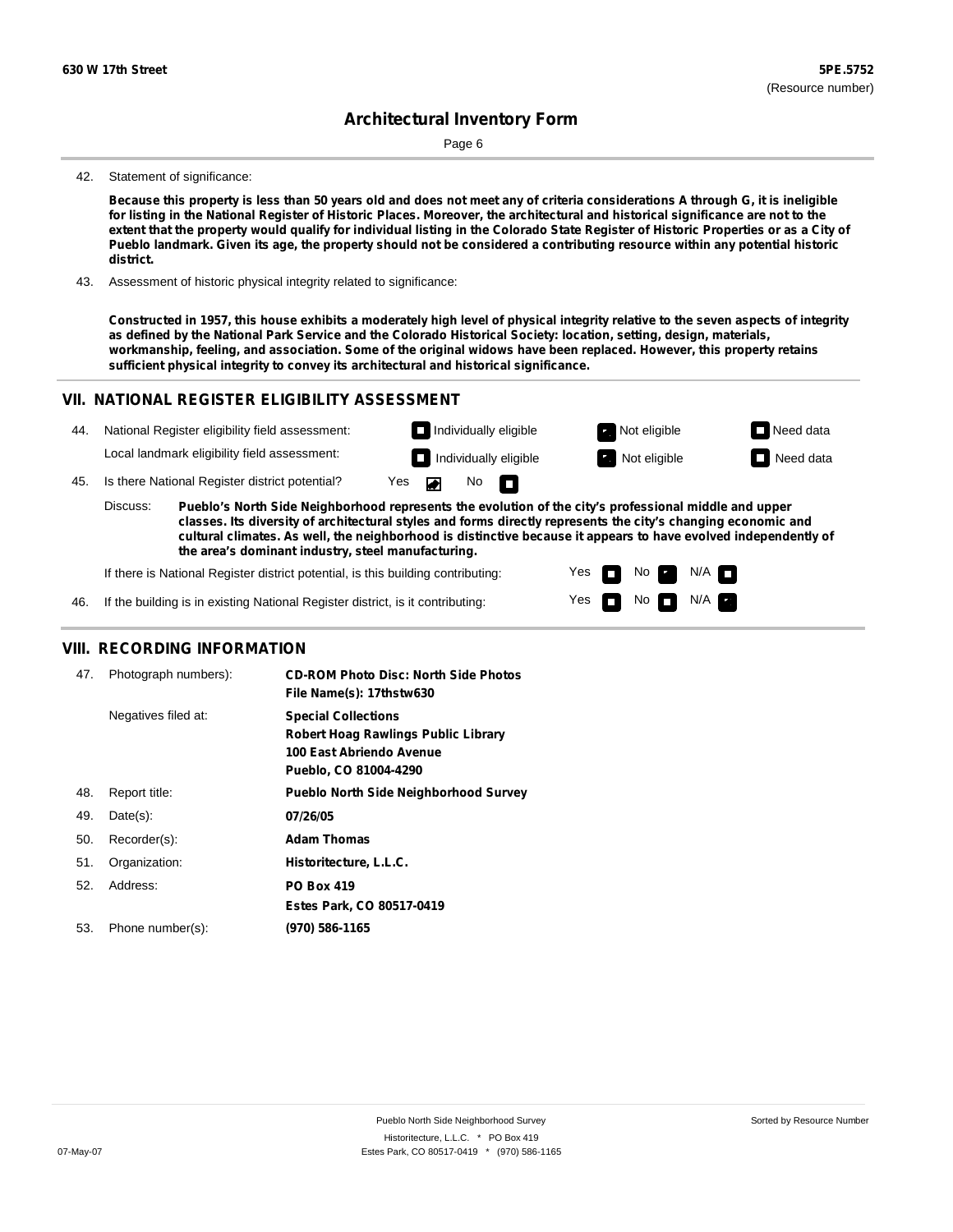42. Statement of significance:

**Because this property is less than 50 years old and does not meet any of criteria considerations A through G, it is ineligible for listing in the National Register of Historic Places. Moreover, the architectural and historical significance are not to the extent that the property would qualify for individual listing in the Colorado State Register of Historic Properties or as a City of Pueblo landmark. Given its age, the property should not be considered a contributing resource within any potential historic district.**

43. Assessment of historic physical integrity related to significance:

**Constructed in 1957, this house exhibits a moderately high level of physical integrity relative to the seven aspects of integrity as defined by the National Park Service and the Colorado Historical Society: location, setting, design, materials, workmanship, feeling, and association. Some of the original widows have been replaced. However, this property retains sufficient physical integrity to convey its architectural and historical significance.**

## VII. NATIONAL REGISTER ELIGIBILITY ASSESSMENT

44. National Register eligibility field assessment: Individually eligible / **Not eligible** [checked] / Need data

Local landmark eligibility field assessment: Individually eligible / **Not eligible** [checked] / Need data

45. Is there National Register district potential? **Yes** [checked] / No

Discuss: **Pueblo's North Side Neighborhood represents the evolution of the city's professional middle and upper classes. Its diversity of architectural styles and forms directly represents the city's changing economic and cultural climates. As well, the neighborhood is distinctive because it appears to have evolved independently of the area's dominant industry, steel manufacturing.**

If there is National Register district potential, is this building contributing: Yes / **No** [checked] / N/A

46. If the building is in existing National Register district, is it contributing: Yes / No / **N/A** [checked]

## VIII. RECORDING INFORMATION

47. Photograph numbers): **CD-ROM Photo Disc: North Side Photos**
**File Name(s): 17thstw630**

Negatives filed at: **Special Collections**
**Robert Hoag Rawlings Public Library**
**100 East Abriendo Avenue**
**Pueblo, CO 81004-4290**

48. Report title: **Pueblo North Side Neighborhood Survey**

49. Date(s): **07/26/05**

50. Recorder(s): **Adam Thomas**

51. Organization: **Historitecture, L.L.C.**

52. Address: **PO Box 419**
**Estes Park, CO 80517-0419**

53. Phone number(s): **(970) 586-1165**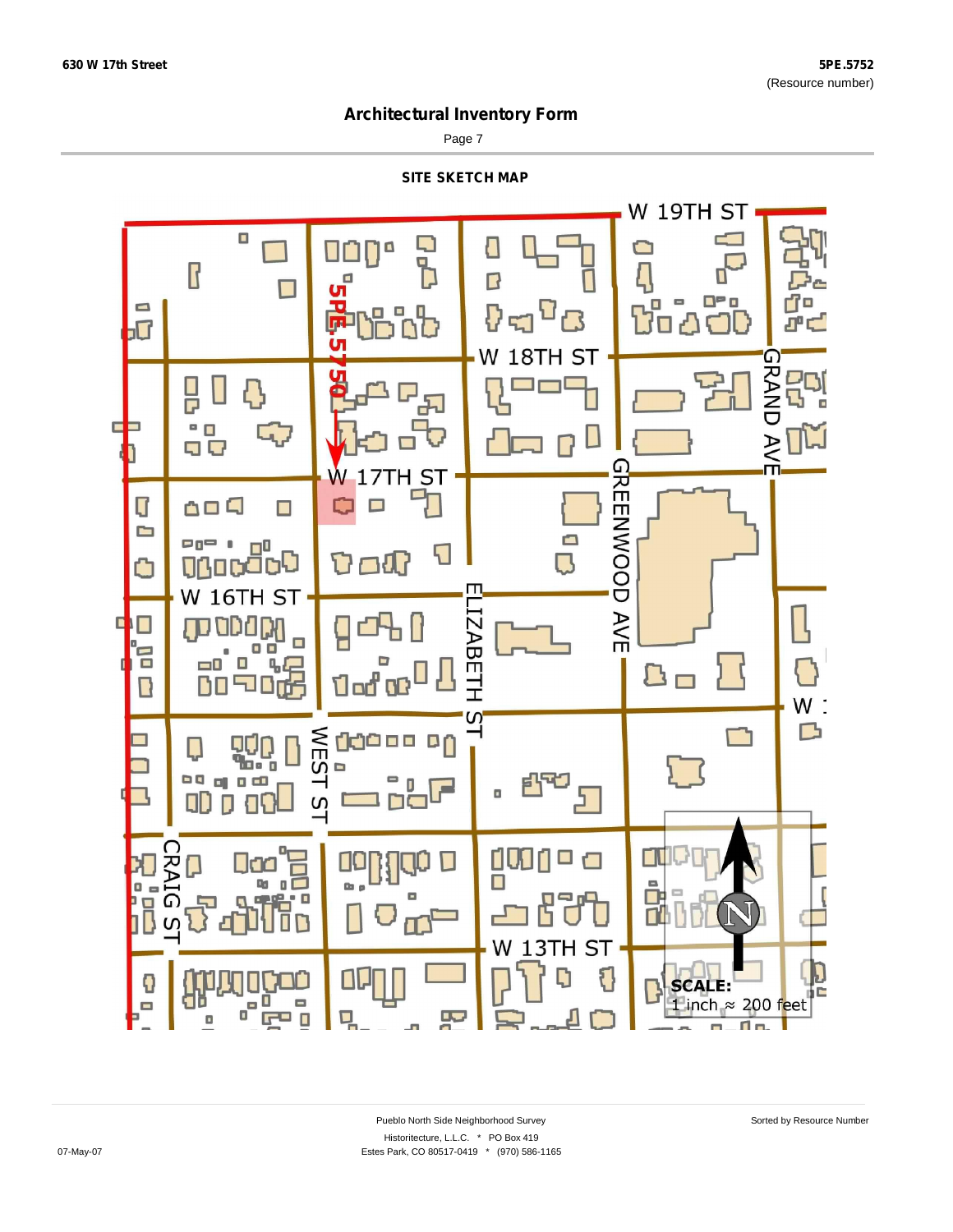# Architectural Inventory Form

## SITE SKETCH MAP

W 19TH ST

W 18TH ST

W 17TH ST

W 16TH ST

W 13TH ST

GRAND AVE

GREENWOOD AVE

ELIZABETH ST

WEST ST

CRAIG ST

5PE.5750

SCALE: 1 inch ≈ 200 feet

N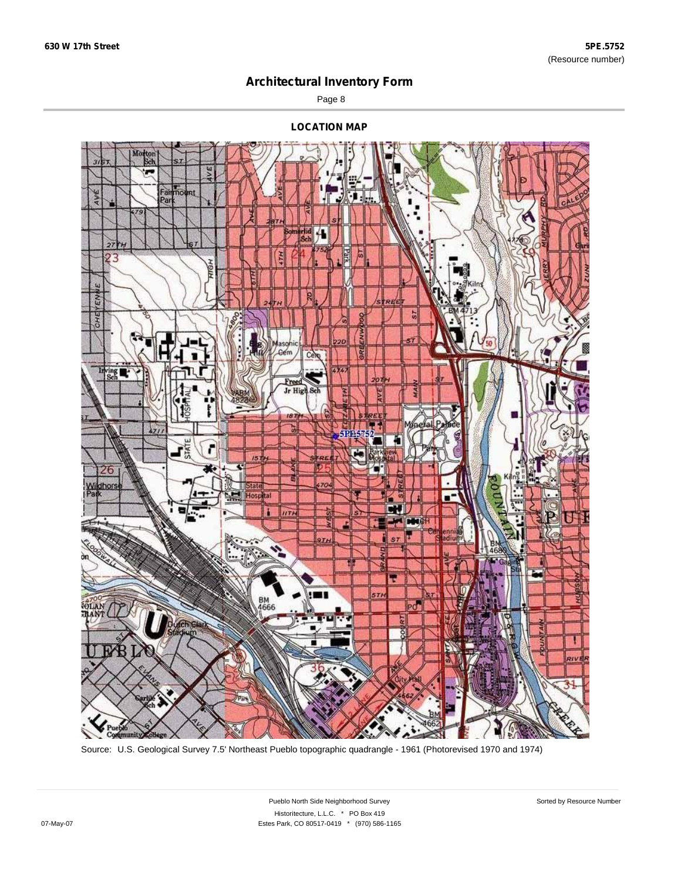630 W 17th Street

5PE.5752
(Resource number)

# Architectural Inventory Form

## LOCATION MAP

Source: U.S. Geological Survey 7.5' Northeast Pueblo topographic quadrangle - 1961 (Photorevised 1970 and 1974)